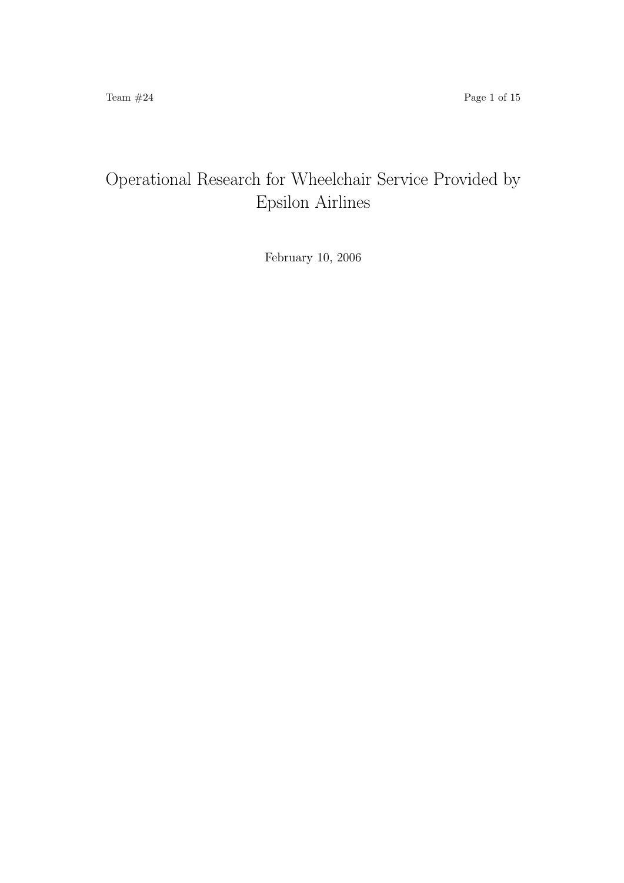# Operational Research for Wheelchair Service Provided by Epsilon Airlines

February 10, 2006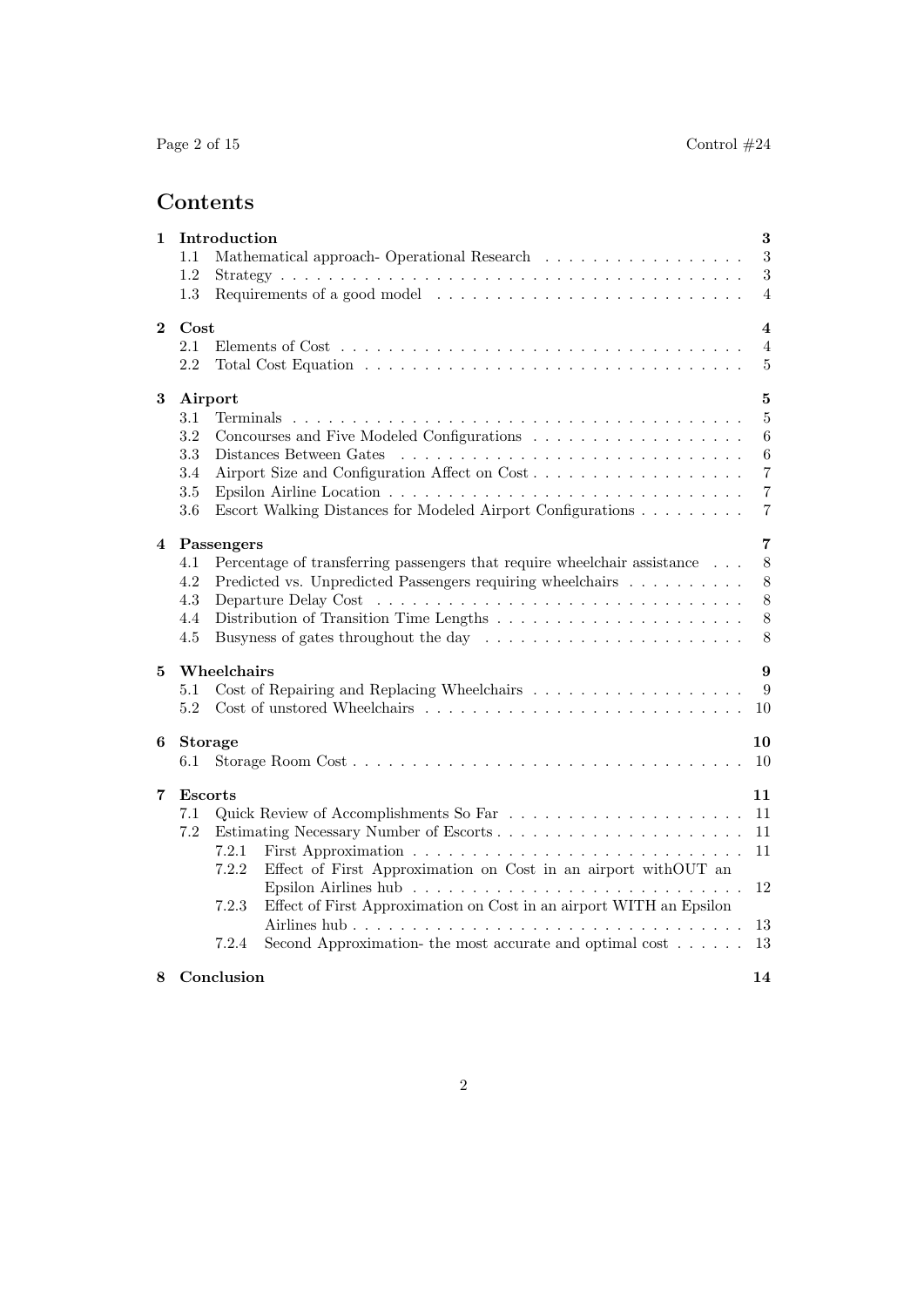# Contents

**1 Introduction** — 3
- 1.1 Mathematical approach- Operational Research — 3
- 1.2 Strategy — 3
- 1.3 Requirements of a good model — 4

**2 Cost** — 4
- 2.1 Elements of Cost — 4
- 2.2 Total Cost Equation — 5

**3 Airport** — 5
- 3.1 Terminals — 5
- 3.2 Concourses and Five Modeled Configurations — 6
- 3.3 Distances Between Gates — 6
- 3.4 Airport Size and Configuration Affect on Cost — 7
- 3.5 Epsilon Airline Location — 7
- 3.6 Escort Walking Distances for Modeled Airport Configurations — 7

**4 Passengers** — 7
- 4.1 Percentage of transferring passengers that require wheelchair assistance — 8
- 4.2 Predicted vs. Unpredicted Passengers requiring wheelchairs — 8
- 4.3 Departure Delay Cost — 8
- 4.4 Distribution of Transition Time Lengths — 8
- 4.5 Busyness of gates throughout the day — 8

**5 Wheelchairs** — 9
- 5.1 Cost of Repairing and Replacing Wheelchairs — 9
- 5.2 Cost of unstored Wheelchairs — 10

**6 Storage** — 10
- 6.1 Storage Room Cost — 10

**7 Escorts** — 11
- 7.1 Quick Review of Accomplishments So Far — 11
- 7.2 Estimating Necessary Number of Escorts — 11
  - 7.2.1 First Approximation — 11
  - 7.2.2 Effect of First Approximation on Cost in an airport withOUT an Epsilon Airlines hub — 12
  - 7.2.3 Effect of First Approximation on Cost in an airport WITH an Epsilon Airlines hub — 13
  - 7.2.4 Second Approximation- the most accurate and optimal cost — 13

**8 Conclusion** — 14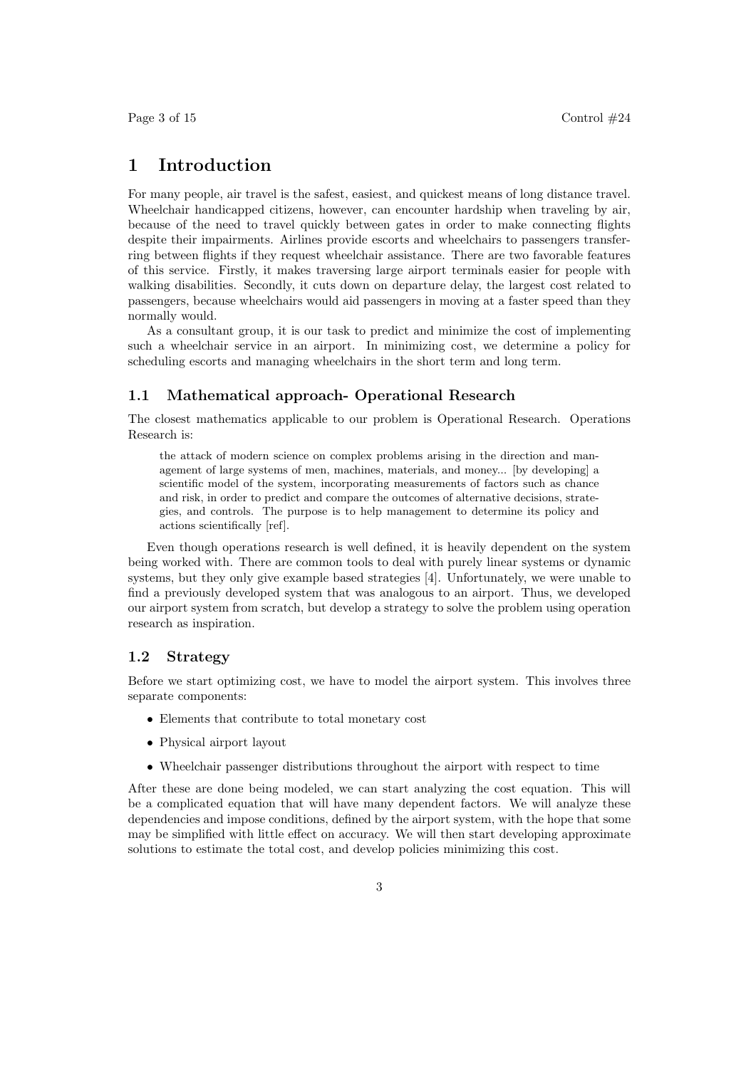# 1 Introduction

For many people, air travel is the safest, easiest, and quickest means of long distance travel. Wheelchair handicapped citizens, however, can encounter hardship when traveling by air, because of the need to travel quickly between gates in order to make connecting flights despite their impairments. Airlines provide escorts and wheelchairs to passengers transferring between flights if they request wheelchair assistance. There are two favorable features of this service. Firstly, it makes traversing large airport terminals easier for people with walking disabilities. Secondly, it cuts down on departure delay, the largest cost related to passengers, because wheelchairs would aid passengers in moving at a faster speed than they normally would.

As a consultant group, it is our task to predict and minimize the cost of implementing such a wheelchair service in an airport. In minimizing cost, we determine a policy for scheduling escorts and managing wheelchairs in the short term and long term.

## 1.1 Mathematical approach- Operational Research

The closest mathematics applicable to our problem is Operational Research. Operations Research is:

> the attack of modern science on complex problems arising in the direction and management of large systems of men, machines, materials, and money... [by developing] a scientific model of the system, incorporating measurements of factors such as chance and risk, in order to predict and compare the outcomes of alternative decisions, strategies, and controls. The purpose is to help management to determine its policy and actions scientifically [ref].

Even though operations research is well defined, it is heavily dependent on the system being worked with. There are common tools to deal with purely linear systems or dynamic systems, but they only give example based strategies [4]. Unfortunately, we were unable to find a previously developed system that was analogous to an airport. Thus, we developed our airport system from scratch, but develop a strategy to solve the problem using operation research as inspiration.

## 1.2 Strategy

Before we start optimizing cost, we have to model the airport system. This involves three separate components:

- Elements that contribute to total monetary cost
- Physical airport layout
- Wheelchair passenger distributions throughout the airport with respect to time

After these are done being modeled, we can start analyzing the cost equation. This will be a complicated equation that will have many dependent factors. We will analyze these dependencies and impose conditions, defined by the airport system, with the hope that some may be simplified with little effect on accuracy. We will then start developing approximate solutions to estimate the total cost, and develop policies minimizing this cost.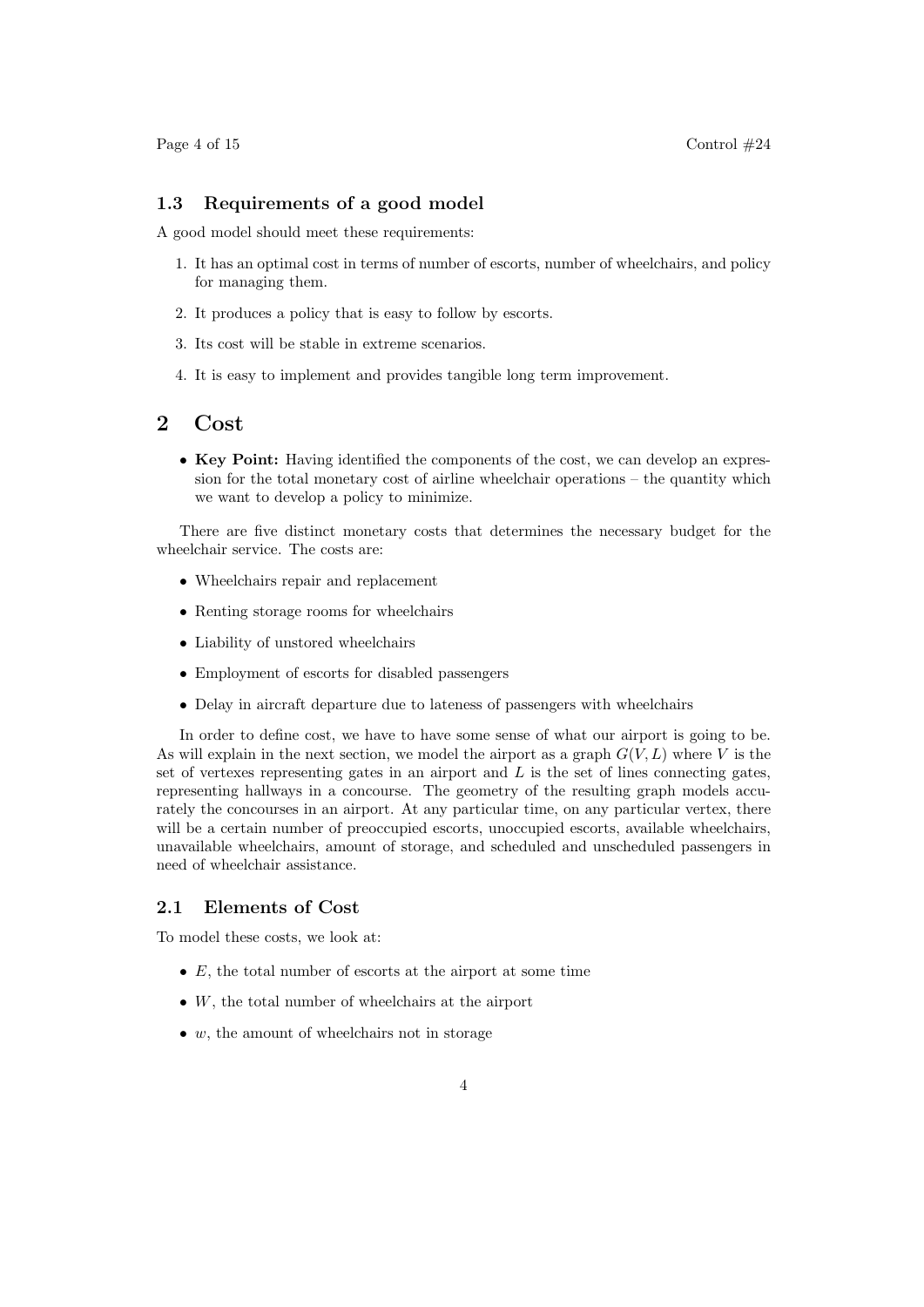### 1.3 Requirements of a good model

A good model should meet these requirements:

1. It has an optimal cost in terms of number of escorts, number of wheelchairs, and policy for managing them.
2. It produces a policy that is easy to follow by escorts.
3. Its cost will be stable in extreme scenarios.
4. It is easy to implement and provides tangible long term improvement.

## 2 Cost

- **Key Point:** Having identified the components of the cost, we can develop an expression for the total monetary cost of airline wheelchair operations – the quantity which we want to develop a policy to minimize.

There are five distinct monetary costs that determines the necessary budget for the wheelchair service. The costs are:

- Wheelchairs repair and replacement
- Renting storage rooms for wheelchairs
- Liability of unstored wheelchairs
- Employment of escorts for disabled passengers
- Delay in aircraft departure due to lateness of passengers with wheelchairs

In order to define cost, we have to have some sense of what our airport is going to be. As will explain in the next section, we model the airport as a graph $G(V, L)$ where $V$ is the set of vertexes representing gates in an airport and $L$ is the set of lines connecting gates, representing hallways in a concourse. The geometry of the resulting graph models accurately the concourses in an airport. At any particular time, on any particular vertex, there will be a certain number of preoccupied escorts, unoccupied escorts, available wheelchairs, unavailable wheelchairs, amount of storage, and scheduled and unscheduled passengers in need of wheelchair assistance.

### 2.1 Elements of Cost

To model these costs, we look at:

- $E$, the total number of escorts at the airport at some time
- $W$, the total number of wheelchairs at the airport
- $w$, the amount of wheelchairs not in storage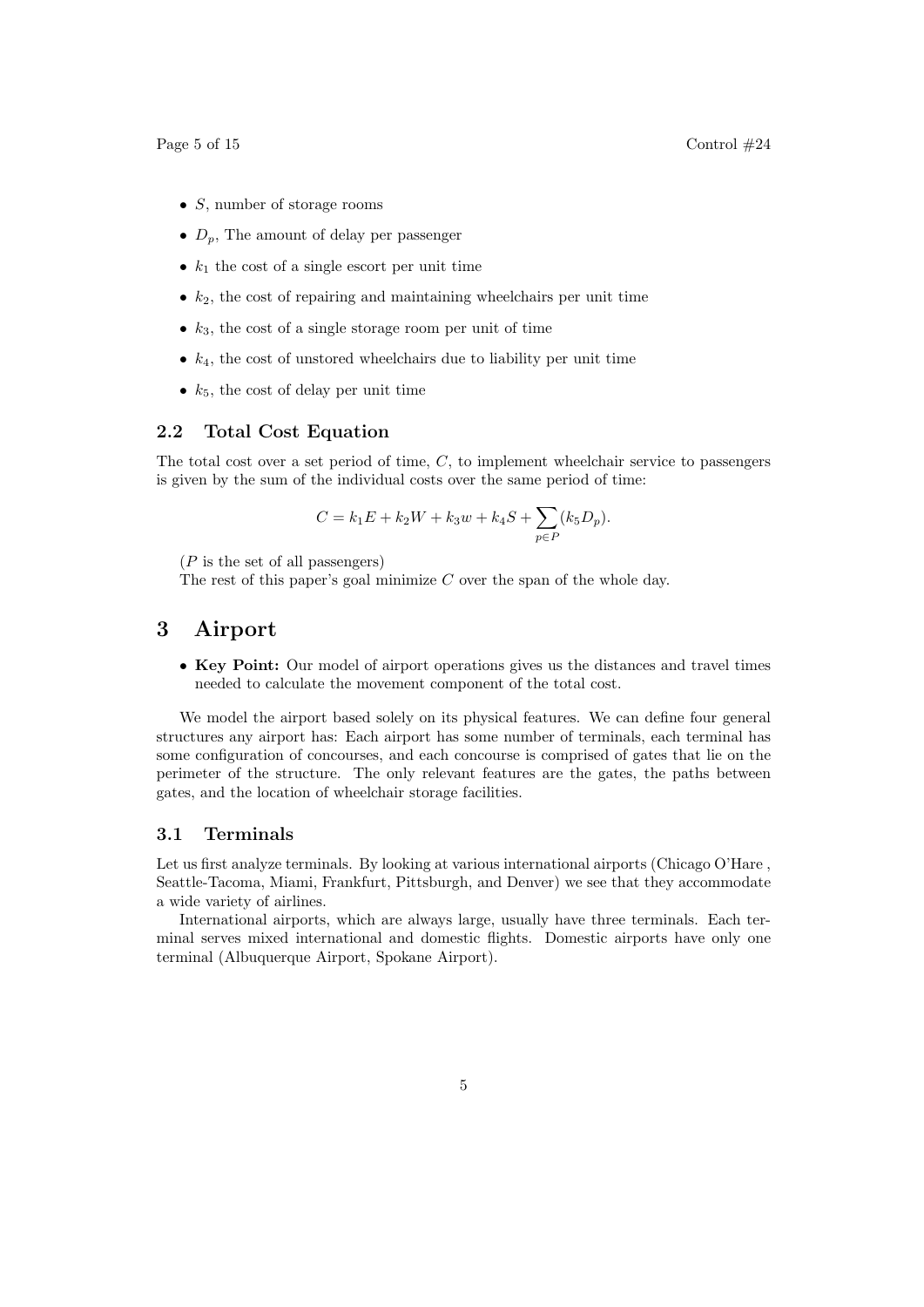- $S$, number of storage rooms
- $D_p$, The amount of delay per passenger
- $k_1$ the cost of a single escort per unit time
- $k_2$, the cost of repairing and maintaining wheelchairs per unit time
- $k_3$, the cost of a single storage room per unit of time
- $k_4$, the cost of unstored wheelchairs due to liability per unit time
- $k_5$, the cost of delay per unit time

### 2.2 Total Cost Equation

The total cost over a set period of time, $C$, to implement wheelchair service to passengers is given by the sum of the individual costs over the same period of time:

$$C = k_1 E + k_2 W + k_3 w + k_4 S + \sum_{p \in P} (k_5 D_p).$$

($P$ is the set of all passengers)

The rest of this paper's goal minimize $C$ over the span of the whole day.

## 3 Airport

- **Key Point:** Our model of airport operations gives us the distances and travel times needed to calculate the movement component of the total cost.

We model the airport based solely on its physical features. We can define four general structures any airport has: Each airport has some number of terminals, each terminal has some configuration of concourses, and each concourse is comprised of gates that lie on the perimeter of the structure. The only relevant features are the gates, the paths between gates, and the location of wheelchair storage facilities.

### 3.1 Terminals

Let us first analyze terminals. By looking at various international airports (Chicago O'Hare , Seattle-Tacoma, Miami, Frankfurt, Pittsburgh, and Denver) we see that they accommodate a wide variety of airlines.

International airports, which are always large, usually have three terminals. Each terminal serves mixed international and domestic flights. Domestic airports have only one terminal (Albuquerque Airport, Spokane Airport).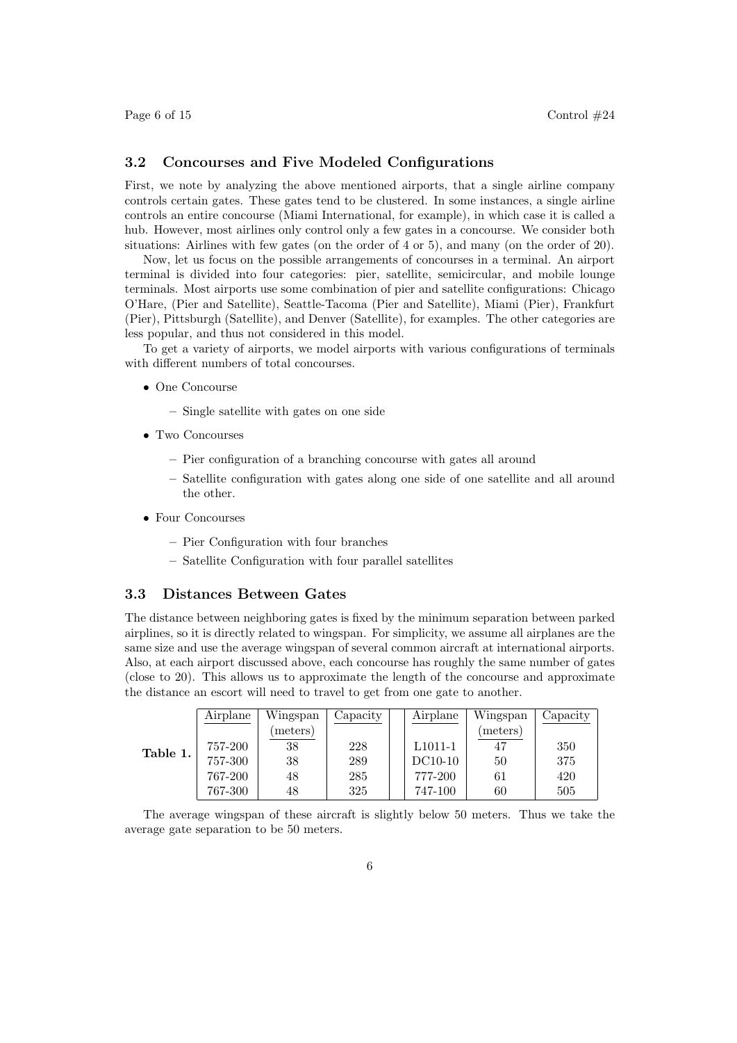### 3.2 Concourses and Five Modeled Configurations

First, we note by analyzing the above mentioned airports, that a single airline company controls certain gates. These gates tend to be clustered. In some instances, a single airline controls an entire concourse (Miami International, for example), in which case it is called a hub. However, most airlines only control only a few gates in a concourse. We consider both situations: Airlines with few gates (on the order of 4 or 5), and many (on the order of 20).

Now, let us focus on the possible arrangements of concourses in a terminal. An airport terminal is divided into four categories: pier, satellite, semicircular, and mobile lounge terminals. Most airports use some combination of pier and satellite configurations: Chicago O'Hare, (Pier and Satellite), Seattle-Tacoma (Pier and Satellite), Miami (Pier), Frankfurt (Pier), Pittsburgh (Satellite), and Denver (Satellite), for examples. The other categories are less popular, and thus not considered in this model.

To get a variety of airports, we model airports with various configurations of terminals with different numbers of total concourses.

- One Concourse
  - Single satellite with gates on one side
- Two Concourses
  - Pier configuration of a branching concourse with gates all around
  - Satellite configuration with gates along one side of one satellite and all around the other.
- Four Concourses
  - Pier Configuration with four branches
  - Satellite Configuration with four parallel satellites

### 3.3 Distances Between Gates

The distance between neighboring gates is fixed by the minimum separation between parked airplines, so it is directly related to wingspan. For simplicity, we assume all airplanes are the same size and use the average wingspan of several common aircraft at international airports. Also, at each airport discussed above, each concourse has roughly the same number of gates (close to 20). This allows us to approximate the length of the concourse and approximate the distance an escort will need to travel to get from one gate to another.

**Table 1.**

| Airplane | Wingspan (meters) | Capacity | Airplane | Wingspan (meters) | Capacity |
|---|---|---|---|---|---|
| 757-200 | 38 | 228 | L1011-1 | 47 | 350 |
| 757-300 | 38 | 289 | DC10-10 | 50 | 375 |
| 767-200 | 48 | 285 | 777-200 | 61 | 420 |
| 767-300 | 48 | 325 | 747-100 | 60 | 505 |

The average wingspan of these aircraft is slightly below 50 meters. Thus we take the average gate separation to be 50 meters.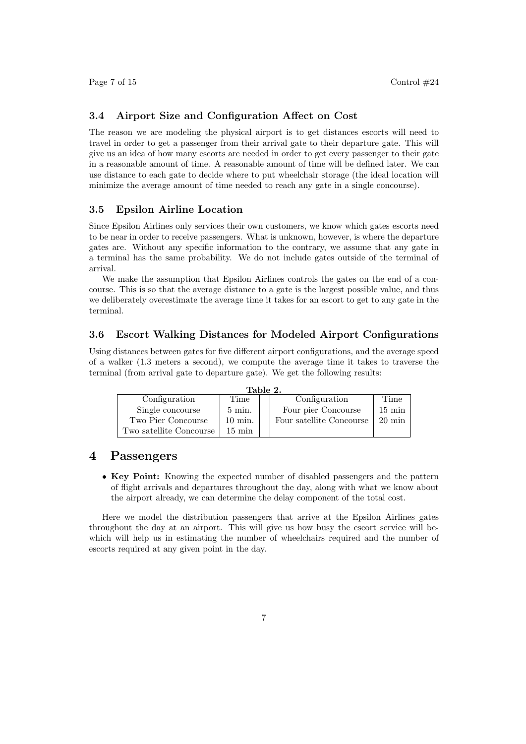### 3.4 Airport Size and Configuration Affect on Cost

The reason we are modeling the physical airport is to get distances escorts will need to travel in order to get a passenger from their arrival gate to their departure gate. This will give us an idea of how many escorts are needed in order to get every passenger to their gate in a reasonable amount of time. A reasonable amount of time will be defined later. We can use distance to each gate to decide where to put wheelchair storage (the ideal location will minimize the average amount of time needed to reach any gate in a single concourse).

### 3.5 Epsilon Airline Location

Since Epsilon Airlines only services their own customers, we know which gates escorts need to be near in order to receive passengers. What is unknown, however, is where the departure gates are. Without any specific information to the contrary, we assume that any gate in a terminal has the same probability. We do not include gates outside of the terminal of arrival.

We make the assumption that Epsilon Airlines controls the gates on the end of a concourse. This is so that the average distance to a gate is the largest possible value, and thus we deliberately overestimate the average time it takes for an escort to get to any gate in the terminal.

### 3.6 Escort Walking Distances for Modeled Airport Configurations

Using distances between gates for five different airport configurations, and the average speed of a walker (1.3 meters a second), we compute the average time it takes to traverse the terminal (from arrival gate to departure gate). We get the following results:

**Table 2.**

| Configuration | Time | Configuration | Time |
|---|---|---|---|
| Single concourse | 5 min. | Four pier Concourse | 15 min |
| Two Pier Concourse | 10 min. | Four satellite Concourse | 20 min |
| Two satellite Concourse | 15 min | | |

## 4 Passengers

- **Key Point:** Knowing the expected number of disabled passengers and the pattern of flight arrivals and departures throughout the day, along with what we know about the airport already, we can determine the delay component of the total cost.

Here we model the distribution passengers that arrive at the Epsilon Airlines gates throughout the day at an airport. This will give us how busy the escort service will be- which will help us in estimating the number of wheelchairs required and the number of escorts required at any given point in the day.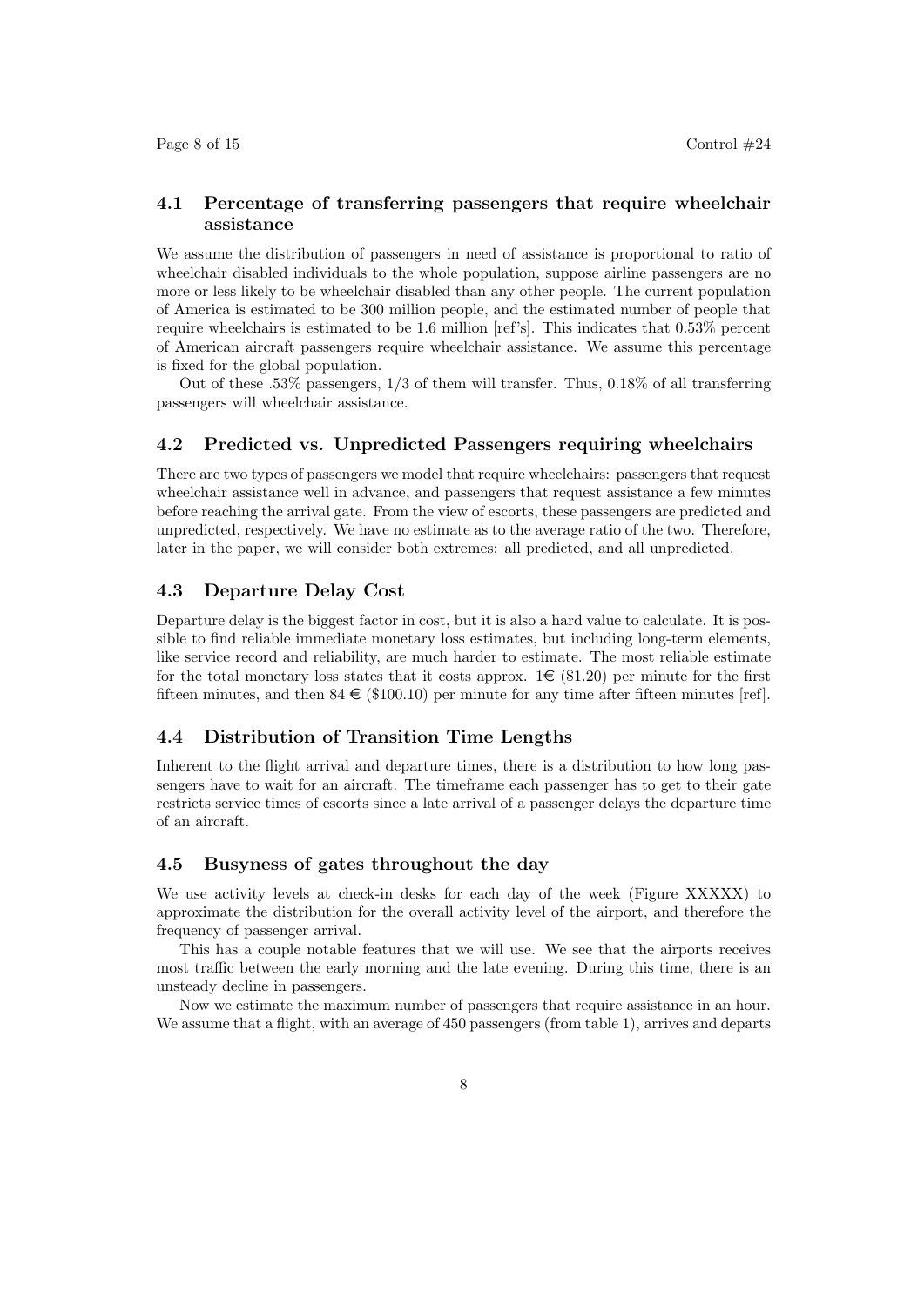## 4.1 Percentage of transferring passengers that require wheelchair assistance

We assume the distribution of passengers in need of assistance is proportional to ratio of wheelchair disabled individuals to the whole population, suppose airline passengers are no more or less likely to be wheelchair disabled than any other people. The current population of America is estimated to be 300 million people, and the estimated number of people that require wheelchairs is estimated to be 1.6 million [ref's]. This indicates that 0.53% percent of American aircraft passengers require wheelchair assistance. We assume this percentage is fixed for the global population.

Out of these .53% passengers, 1/3 of them will transfer. Thus, 0.18% of all transferring passengers will wheelchair assistance.

## 4.2 Predicted vs. Unpredicted Passengers requiring wheelchairs

There are two types of passengers we model that require wheelchairs: passengers that request wheelchair assistance well in advance, and passengers that request assistance a few minutes before reaching the arrival gate. From the view of escorts, these passengers are predicted and unpredicted, respectively. We have no estimate as to the average ratio of the two. Therefore, later in the paper, we will consider both extremes: all predicted, and all unpredicted.

## 4.3 Departure Delay Cost

Departure delay is the biggest factor in cost, but it is also a hard value to calculate. It is possible to find reliable immediate monetary loss estimates, but including long-term elements, like service record and reliability, are much harder to estimate. The most reliable estimate for the total monetary loss states that it costs approx. 1€ ($1.20) per minute for the first fifteen minutes, and then 84 € ($100.10) per minute for any time after fifteen minutes [ref].

## 4.4 Distribution of Transition Time Lengths

Inherent to the flight arrival and departure times, there is a distribution to how long passengers have to wait for an aircraft. The timeframe each passenger has to get to their gate restricts service times of escorts since a late arrival of a passenger delays the departure time of an aircraft.

## 4.5 Busyness of gates throughout the day

We use activity levels at check-in desks for each day of the week (Figure XXXXX) to approximate the distribution for the overall activity level of the airport, and therefore the frequency of passenger arrival.

This has a couple notable features that we will use. We see that the airports receives most traffic between the early morning and the late evening. During this time, there is an unsteady decline in passengers.

Now we estimate the maximum number of passengers that require assistance in an hour. We assume that a flight, with an average of 450 passengers (from table 1), arrives and departs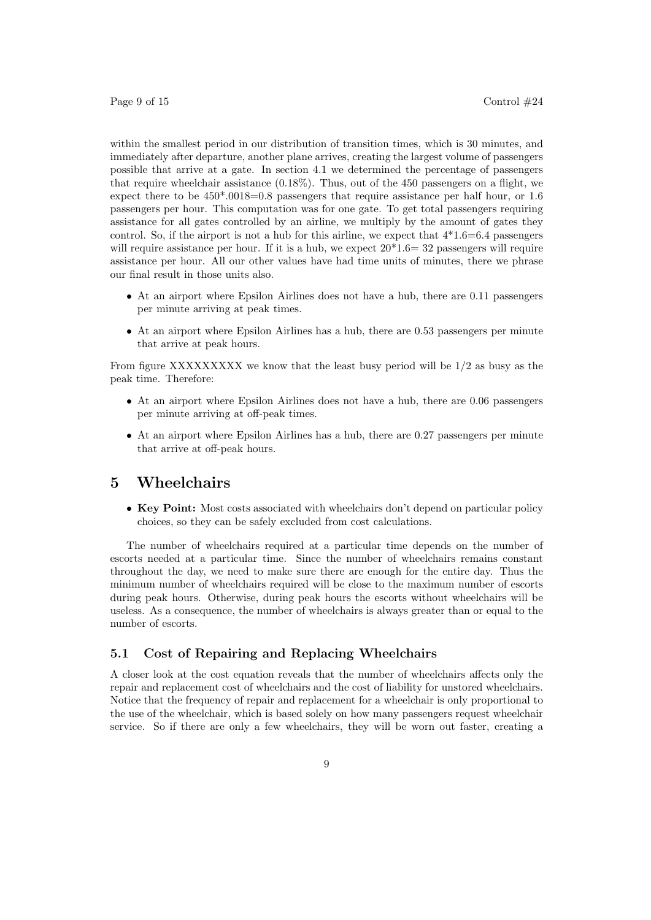within the smallest period in our distribution of transition times, which is 30 minutes, and immediately after departure, another plane arrives, creating the largest volume of passengers possible that arrive at a gate. In section 4.1 we determined the percentage of passengers that require wheelchair assistance (0.18%). Thus, out of the 450 passengers on a flight, we expect there to be 450*.0018=0.8 passengers that require assistance per half hour, or 1.6 passengers per hour. This computation was for one gate. To get total passengers requiring assistance for all gates controlled by an airline, we multiply by the amount of gates they control. So, if the airport is not a hub for this airline, we expect that 4*1.6=6.4 passengers will require assistance per hour. If it is a hub, we expect 20*1.6= 32 passengers will require assistance per hour. All our other values have had time units of minutes, there we phrase our final result in those units also.

- At an airport where Epsilon Airlines does not have a hub, there are 0.11 passengers per minute arriving at peak times.
- At an airport where Epsilon Airlines has a hub, there are 0.53 passengers per minute that arrive at peak hours.

From figure XXXXXXXXX we know that the least busy period will be 1/2 as busy as the peak time. Therefore:

- At an airport where Epsilon Airlines does not have a hub, there are 0.06 passengers per minute arriving at off-peak times.
- At an airport where Epsilon Airlines has a hub, there are 0.27 passengers per minute that arrive at off-peak hours.

# 5 Wheelchairs

- **Key Point:** Most costs associated with wheelchairs don't depend on particular policy choices, so they can be safely excluded from cost calculations.

The number of wheelchairs required at a particular time depends on the number of escorts needed at a particular time. Since the number of wheelchairs remains constant throughout the day, we need to make sure there are enough for the entire day. Thus the minimum number of wheelchairs required will be close to the maximum number of escorts during peak hours. Otherwise, during peak hours the escorts without wheelchairs will be useless. As a consequence, the number of wheelchairs is always greater than or equal to the number of escorts.

## 5.1 Cost of Repairing and Replacing Wheelchairs

A closer look at the cost equation reveals that the number of wheelchairs affects only the repair and replacement cost of wheelchairs and the cost of liability for unstored wheelchairs. Notice that the frequency of repair and replacement for a wheelchair is only proportional to the use of the wheelchair, which is based solely on how many passengers request wheelchair service. So if there are only a few wheelchairs, they will be worn out faster, creating a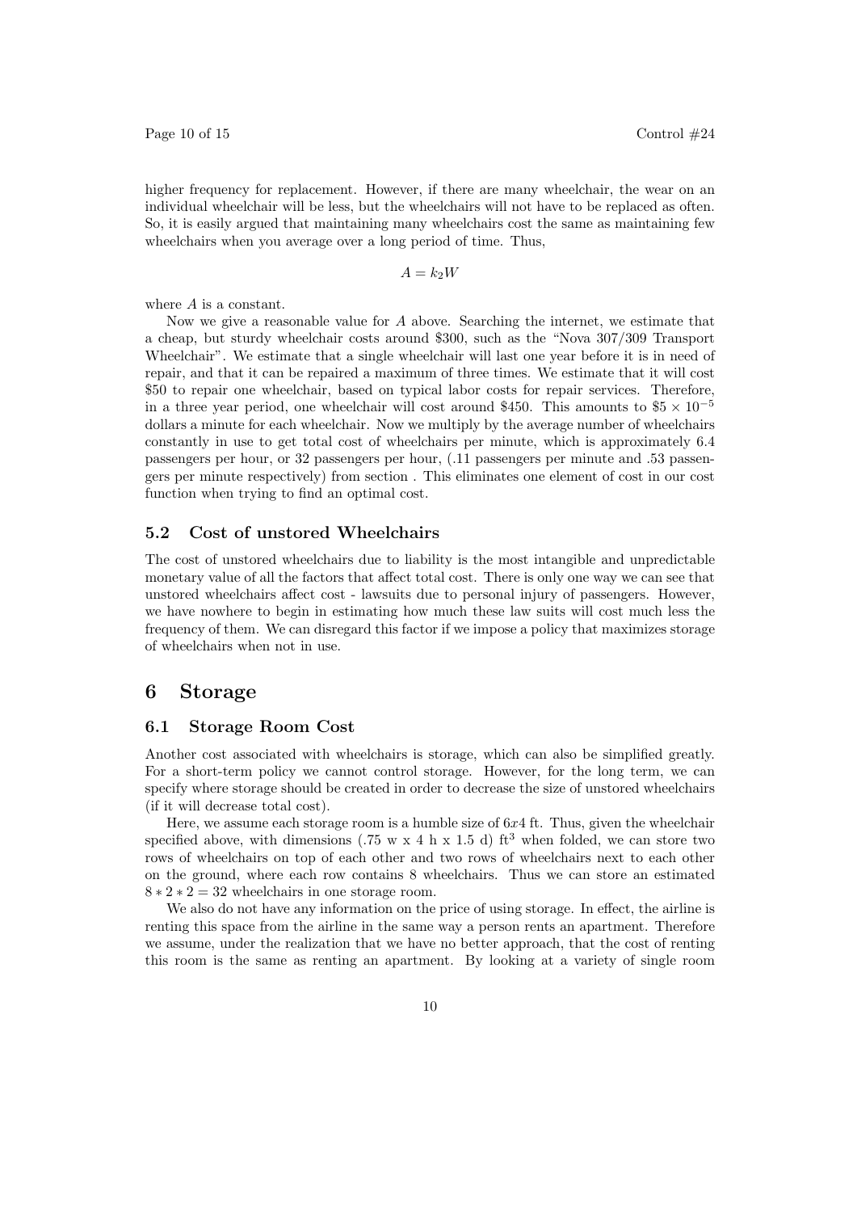higher frequency for replacement. However, if there are many wheelchair, the wear on an individual wheelchair will be less, but the wheelchairs will not have to be replaced as often. So, it is easily argued that maintaining many wheelchairs cost the same as maintaining few wheelchairs when you average over a long period of time. Thus,

$$A = k_2 W$$

where $A$ is a constant.

Now we give a reasonable value for $A$ above. Searching the internet, we estimate that a cheap, but sturdy wheelchair costs around \$300, such as the "Nova 307/309 Transport Wheelchair". We estimate that a single wheelchair will last one year before it is in need of repair, and that it can be repaired a maximum of three times. We estimate that it will cost \$50 to repair one wheelchair, based on typical labor costs for repair services. Therefore, in a three year period, one wheelchair will cost around \$450. This amounts to $\$5 \times 10^{-5}$ dollars a minute for each wheelchair. Now we multiply by the average number of wheelchairs constantly in use to get total cost of wheelchairs per minute, which is approximately 6.4 passengers per hour, or 32 passengers per hour, (.11 passengers per minute and .53 passengers per minute respectively) from section . This eliminates one element of cost in our cost function when trying to find an optimal cost.

### 5.2 Cost of unstored Wheelchairs

The cost of unstored wheelchairs due to liability is the most intangible and unpredictable monetary value of all the factors that affect total cost. There is only one way we can see that unstored wheelchairs affect cost - lawsuits due to personal injury of passengers. However, we have nowhere to begin in estimating how much these law suits will cost much less the frequency of them. We can disregard this factor if we impose a policy that maximizes storage of wheelchairs when not in use.

## 6 Storage

### 6.1 Storage Room Cost

Another cost associated with wheelchairs is storage, which can also be simplified greatly. For a short-term policy we cannot control storage. However, for the long term, we can specify where storage should be created in order to decrease the size of unstored wheelchairs (if it will decrease total cost).

Here, we assume each storage room is a humble size of $6x4$ ft. Thus, given the wheelchair specified above, with dimensions (.75 w x 4 h x 1.5 d) ft$^3$ when folded, we can store two rows of wheelchairs on top of each other and two rows of wheelchairs next to each other on the ground, where each row contains 8 wheelchairs. Thus we can store an estimated $8 * 2 * 2 = 32$ wheelchairs in one storage room.

We also do not have any information on the price of using storage. In effect, the airline is renting this space from the airline in the same way a person rents an apartment. Therefore we assume, under the realization that we have no better approach, that the cost of renting this room is the same as renting an apartment. By looking at a variety of single room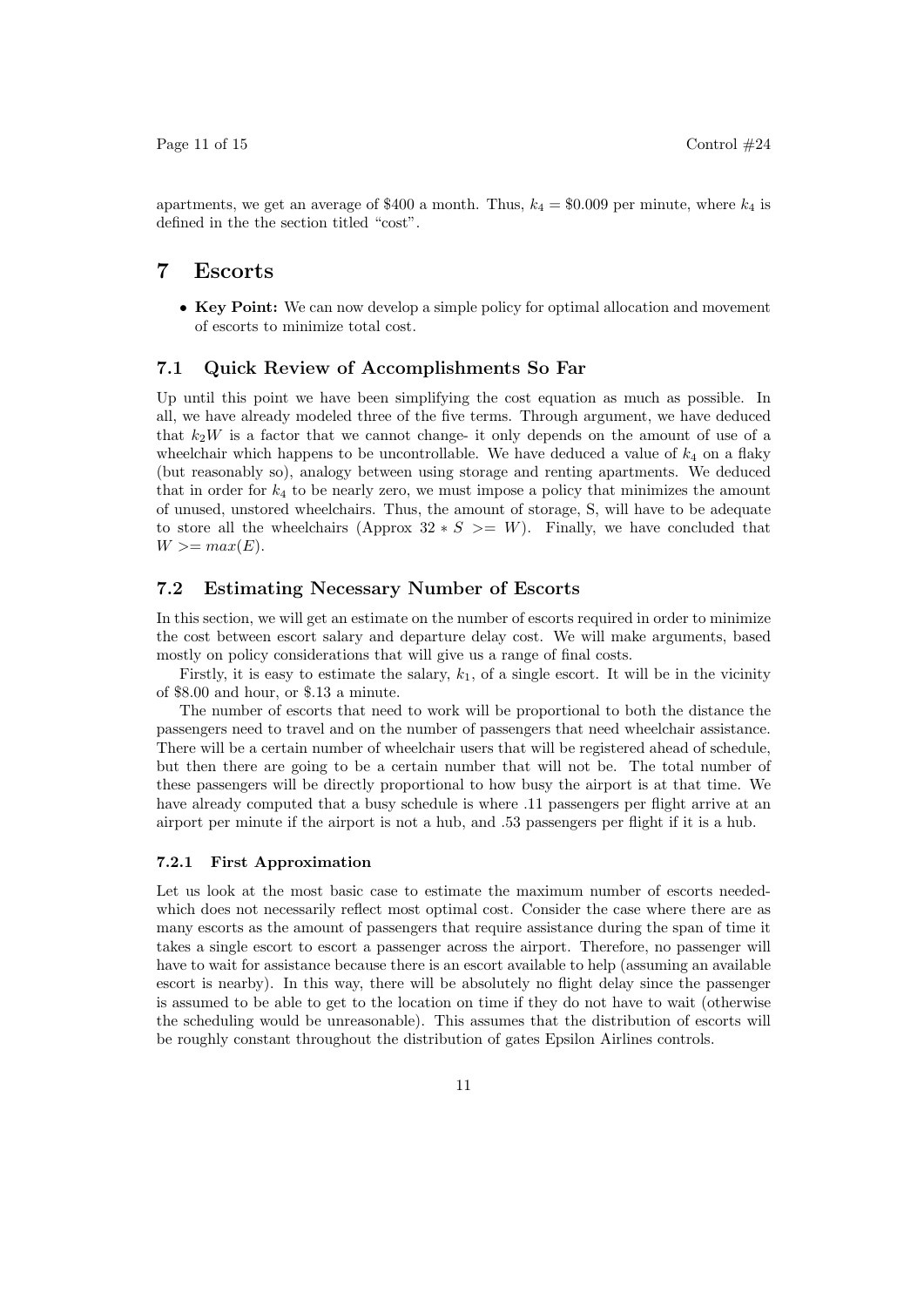apartments, we get an average of \$400 a month. Thus, $k_4 = \$0.009$ per minute, where $k_4$ is defined in the the section titled "cost".

# 7 Escorts

- **Key Point:** We can now develop a simple policy for optimal allocation and movement of escorts to minimize total cost.

## 7.1 Quick Review of Accomplishments So Far

Up until this point we have been simplifying the cost equation as much as possible. In all, we have already modeled three of the five terms. Through argument, we have deduced that $k_2W$ is a factor that we cannot change- it only depends on the amount of use of a wheelchair which happens to be uncontrollable. We have deduced a value of $k_4$ on a flaky (but reasonably so), analogy between using storage and renting apartments. We deduced that in order for $k_4$ to be nearly zero, we must impose a policy that minimizes the amount of unused, unstored wheelchairs. Thus, the amount of storage, S, will have to be adequate to store all the wheelchairs (Approx $32 * S >= W$). Finally, we have concluded that $W >= max(E)$.

## 7.2 Estimating Necessary Number of Escorts

In this section, we will get an estimate on the number of escorts required in order to minimize the cost between escort salary and departure delay cost. We will make arguments, based mostly on policy considerations that will give us a range of final costs.

Firstly, it is easy to estimate the salary, $k_1$, of a single escort. It will be in the vicinity of \$8.00 and hour, or \$.13 a minute.

The number of escorts that need to work will be proportional to both the distance the passengers need to travel and on the number of passengers that need wheelchair assistance. There will be a certain number of wheelchair users that will be registered ahead of schedule, but then there are going to be a certain number that will not be. The total number of these passengers will be directly proportional to how busy the airport is at that time. We have already computed that a busy schedule is where .11 passengers per flight arrive at an airport per minute if the airport is not a hub, and .53 passengers per flight if it is a hub.

### 7.2.1 First Approximation

Let us look at the most basic case to estimate the maximum number of escorts needed- which does not necessarily reflect most optimal cost. Consider the case where there are as many escorts as the amount of passengers that require assistance during the span of time it takes a single escort to escort a passenger across the airport. Therefore, no passenger will have to wait for assistance because there is an escort available to help (assuming an available escort is nearby). In this way, there will be absolutely no flight delay since the passenger is assumed to be able to get to the location on time if they do not have to wait (otherwise the scheduling would be unreasonable). This assumes that the distribution of escorts will be roughly constant throughout the distribution of gates Epsilon Airlines controls.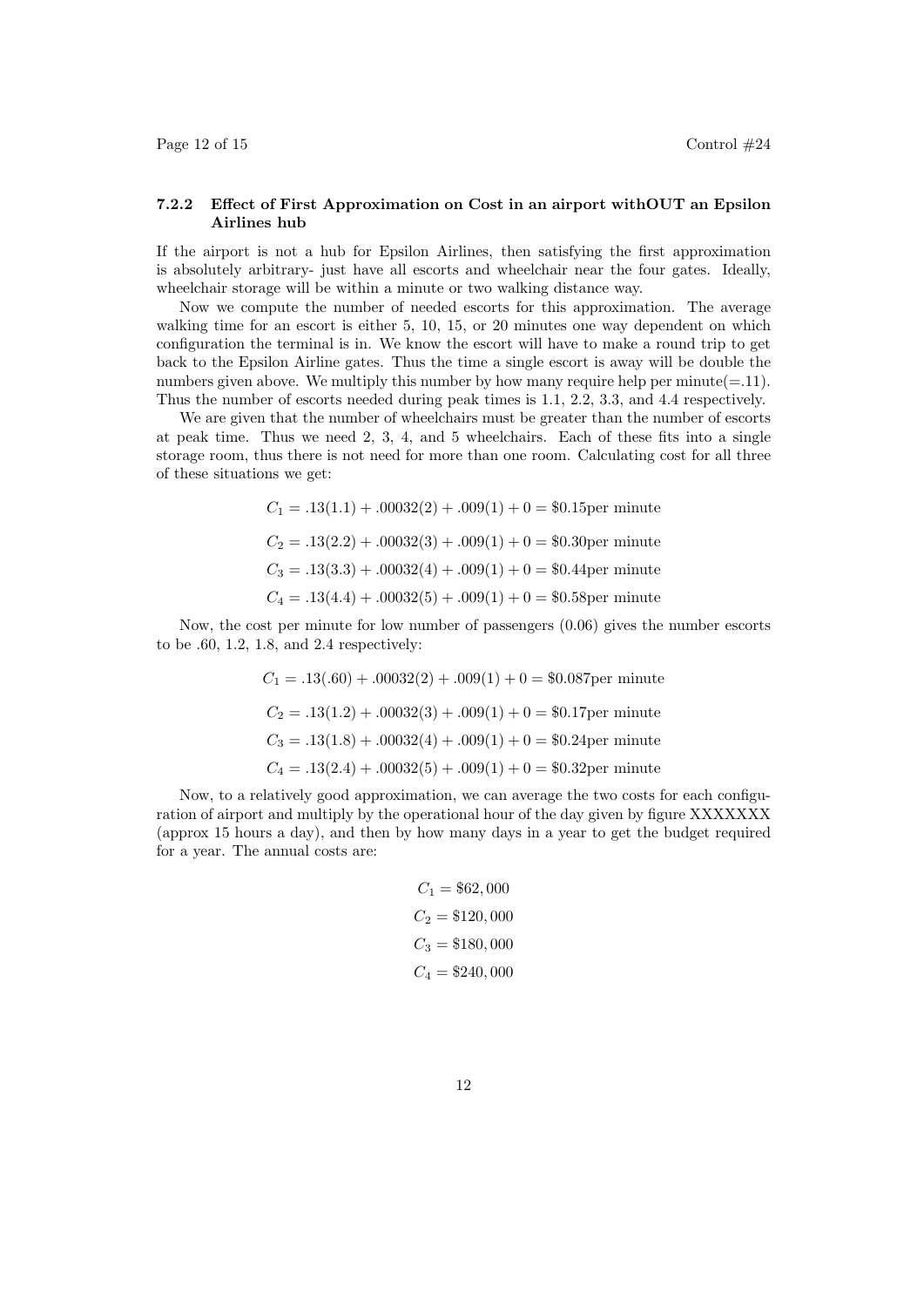### 7.2.2 Effect of First Approximation on Cost in an airport withOUT an Epsilon Airlines hub

If the airport is not a hub for Epsilon Airlines, then satisfying the first approximation is absolutely arbitrary- just have all escorts and wheelchair near the four gates. Ideally, wheelchair storage will be within a minute or two walking distance way.

Now we compute the number of needed escorts for this approximation. The average walking time for an escort is either 5, 10, 15, or 20 minutes one way dependent on which configuration the terminal is in. We know the escort will have to make a round trip to get back to the Epsilon Airline gates. Thus the time a single escort is away will be double the numbers given above. We multiply this number by how many require help per minute(=.11). Thus the number of escorts needed during peak times is 1.1, 2.2, 3.3, and 4.4 respectively.

We are given that the number of wheelchairs must be greater than the number of escorts at peak time. Thus we need 2, 3, 4, and 5 wheelchairs. Each of these fits into a single storage room, thus there is not need for more than one room. Calculating cost for all three of these situations we get:

$$C_1 = .13(1.1) + .00032(2) + .009(1) + 0 = \$0.15 \text{per minute}$$

$$C_2 = .13(2.2) + .00032(3) + .009(1) + 0 = \$0.30 \text{per minute}$$

$$C_3 = .13(3.3) + .00032(4) + .009(1) + 0 = \$0.44 \text{per minute}$$

$$C_4 = .13(4.4) + .00032(5) + .009(1) + 0 = \$0.58 \text{per minute}$$

Now, the cost per minute for low number of passengers (0.06) gives the number escorts to be .60, 1.2, 1.8, and 2.4 respectively:

$$C_1 = .13(.60) + .00032(2) + .009(1) + 0 = \$0.087 \text{per minute}$$

$$C_2 = .13(1.2) + .00032(3) + .009(1) + 0 = \$0.17 \text{per minute}$$

$$C_3 = .13(1.8) + .00032(4) + .009(1) + 0 = \$0.24 \text{per minute}$$

$$C_4 = .13(2.4) + .00032(5) + .009(1) + 0 = \$0.32 \text{per minute}$$

Now, to a relatively good approximation, we can average the two costs for each configuration of airport and multiply by the operational hour of the day given by figure XXXXXXX (approx 15 hours a day), and then by how many days in a year to get the budget required for a year. The annual costs are:

$$C_1 = \$62,000$$

$$C_2 = \$120,000$$

$$C_3 = \$180,000$$

$$C_4 = \$240,000$$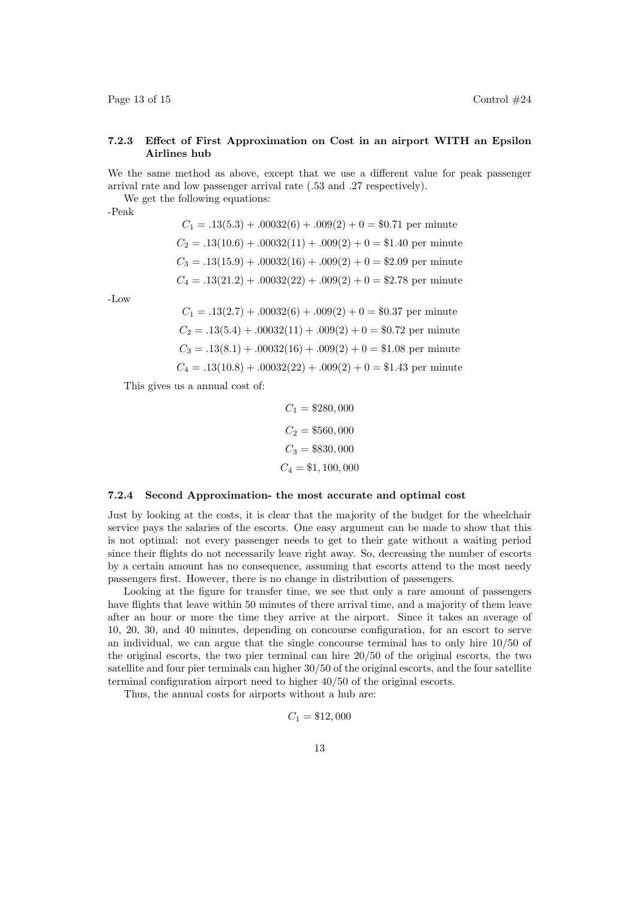#### 7.2.3 Effect of First Approximation on Cost in an airport WITH an Epsilon Airlines hub

We the same method as above, except that we use a different value for peak passenger arrival rate and low passenger arrival rate (.53 and .27 respectively).

We get the following equations:

-Peak

$$C_1 = .13(5.3) + .00032(6) + .009(2) + 0 = \$0.71 \text{ per minute}$$

$$C_2 = .13(10.6) + .00032(11) + .009(2) + 0 = \$1.40 \text{ per minute}$$

$$C_3 = .13(15.9) + .00032(16) + .009(2) + 0 = \$2.09 \text{ per minute}$$

$$C_4 = .13(21.2) + .00032(22) + .009(2) + 0 = \$2.78 \text{ per minute}$$

-Low

$$C_1 = .13(2.7) + .00032(6) + .009(2) + 0 = \$0.37 \text{ per minute}$$

$$C_2 = .13(5.4) + .00032(11) + .009(2) + 0 = \$0.72 \text{ per minute}$$

$$C_3 = .13(8.1) + .00032(16) + .009(2) + 0 = \$1.08 \text{ per minute}$$

$$C_4 = .13(10.8) + .00032(22) + .009(2) + 0 = \$1.43 \text{ per minute}$$

This gives us a annual cost of:

$$C_1 = \$280,000$$

$$C_2 = \$560,000$$

$$C_3 = \$830,000$$

$$C_4 = \$1,100,000$$

#### 7.2.4 Second Approximation- the most accurate and optimal cost

Just by looking at the costs, it is clear that the majority of the budget for the wheelchair service pays the salaries of the escorts. One easy argument can be made to show that this is not optimal: not every passenger needs to get to their gate without a waiting period since their flights do not necessarily leave right away. So, decreasing the number of escorts by a certain amount has no consequence, assuming that escorts attend to the most needy passengers first. However, there is no change in distribution of passengers.

Looking at the figure for transfer time, we see that only a rare amount of passengers have flights that leave within 50 minutes of there arrival time, and a majority of them leave after an hour or more the time they arrive at the airport. Since it takes an average of 10, 20, 30, and 40 minutes, depending on concourse configuration, for an escort to serve an individual, we can argue that the single concourse terminal has to only hire 10/50 of the original escorts, the two pier terminal can hire 20/50 of the original escorts, the two satellite and four pier terminals can higher 30/50 of the original escorts, and the four satellite terminal configuration airport need to higher 40/50 of the original escorts.

Thus, the annual costs for airports without a hub are:

$$C_1 = \$12,000$$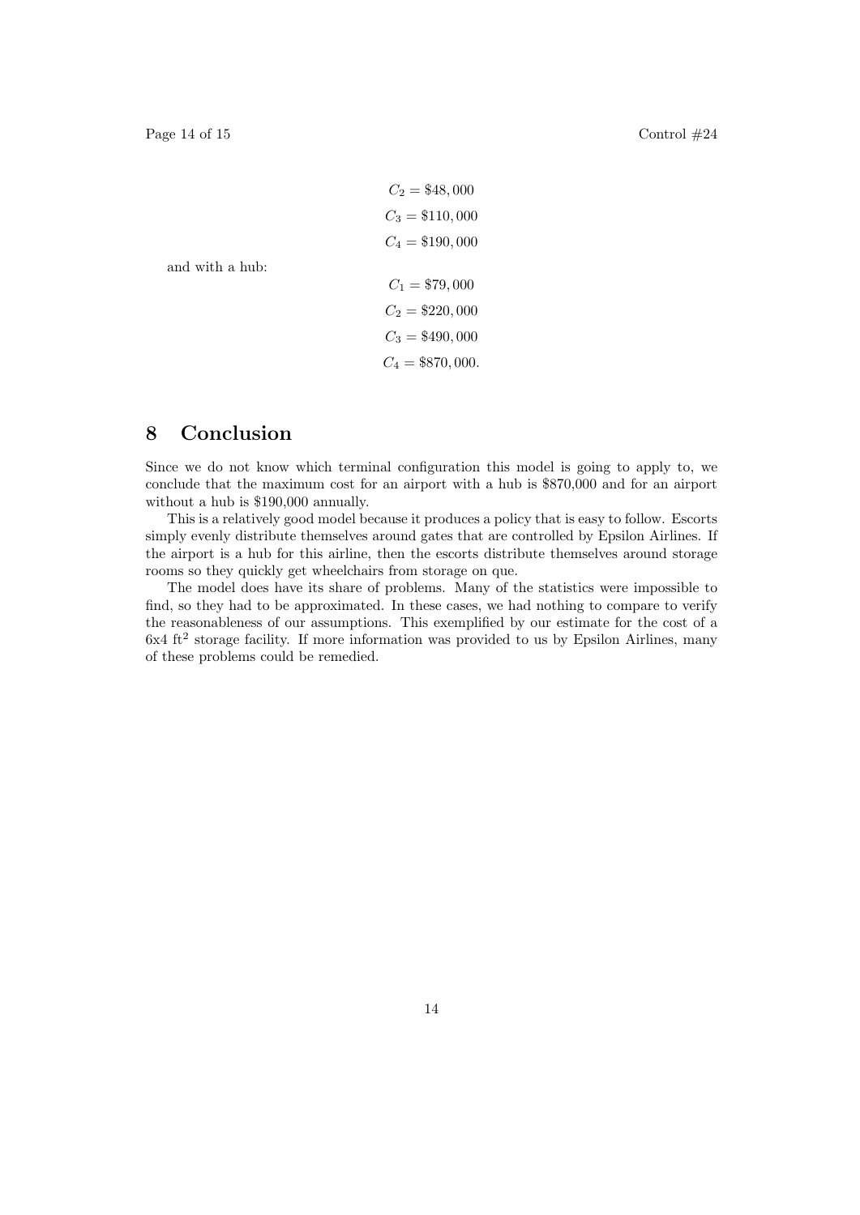$$C_2 = \$48,000$$

$$C_3 = \$110,000$$

$$C_4 = \$190,000$$

and with a hub:

$$C_1 = \$79,000$$

$$C_2 = \$220,000$$

$$C_3 = \$490,000$$

$$C_4 = \$870,000.$$

## 8 Conclusion

Since we do not know which terminal configuration this model is going to apply to, we conclude that the maximum cost for an airport with a hub is \$870,000 and for an airport without a hub is \$190,000 annually.

This is a relatively good model because it produces a policy that is easy to follow. Escorts simply evenly distribute themselves around gates that are controlled by Epsilon Airlines. If the airport is a hub for this airline, then the escorts distribute themselves around storage rooms so they quickly get wheelchairs from storage on que.

The model does have its share of problems. Many of the statistics were impossible to find, so they had to be approximated. In these cases, we had nothing to compare to verify the reasonableness of our assumptions. This exemplified by our estimate for the cost of a 6x4 $ft^2$ storage facility. If more information was provided to us by Epsilon Airlines, many of these problems could be remedied.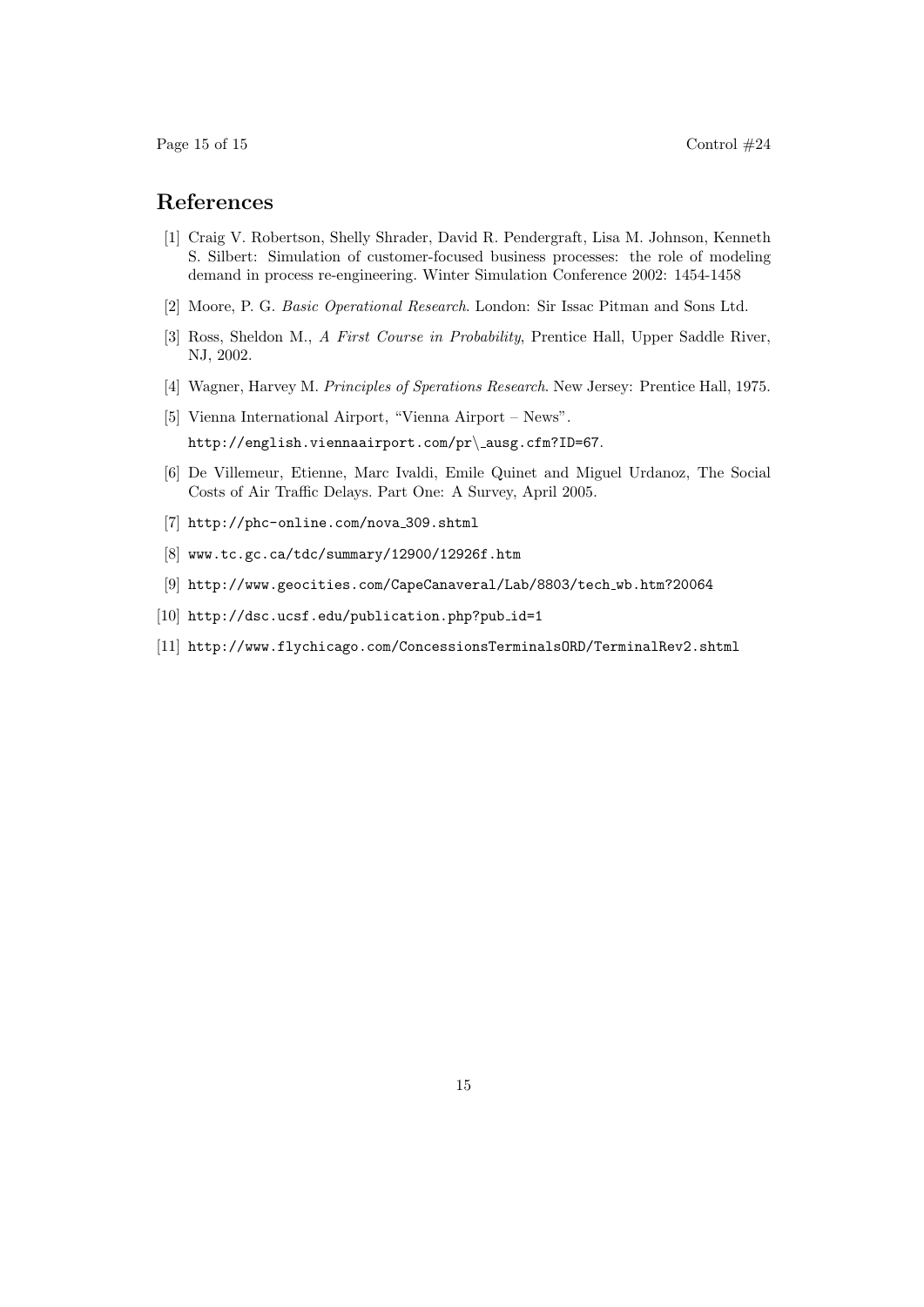## References

[1] Craig V. Robertson, Shelly Shrader, David R. Pendergraft, Lisa M. Johnson, Kenneth S. Silbert: Simulation of customer-focused business processes: the role of modeling demand in process re-engineering. Winter Simulation Conference 2002: 1454-1458

[2] Moore, P. G. *Basic Operational Research*. London: Sir Issac Pitman and Sons Ltd.

[3] Ross, Sheldon M., *A First Course in Probability*, Prentice Hall, Upper Saddle River, NJ, 2002.

[4] Wagner, Harvey M. *Principles of Sperations Research*. New Jersey: Prentice Hall, 1975.

[5] Vienna International Airport, "Vienna Airport – News". `http://english.viennaairport.com/pr\_ausg.cfm?ID=67`.

[6] De Villemeur, Etienne, Marc Ivaldi, Emile Quinet and Miguel Urdanoz, The Social Costs of Air Traffic Delays. Part One: A Survey, April 2005.

[7] `http://phc-online.com/nova_309.shtml`

[8] `www.tc.gc.ca/tdc/summary/12900/12926f.htm`

[9] `http://www.geocities.com/CapeCanaveral/Lab/8803/tech_wb.htm?20064`

[10] `http://dsc.ucsf.edu/publication.php?pub_id=1`

[11] `http://www.flychicago.com/ConcessionsTerminalsORD/TerminalRev2.shtml`